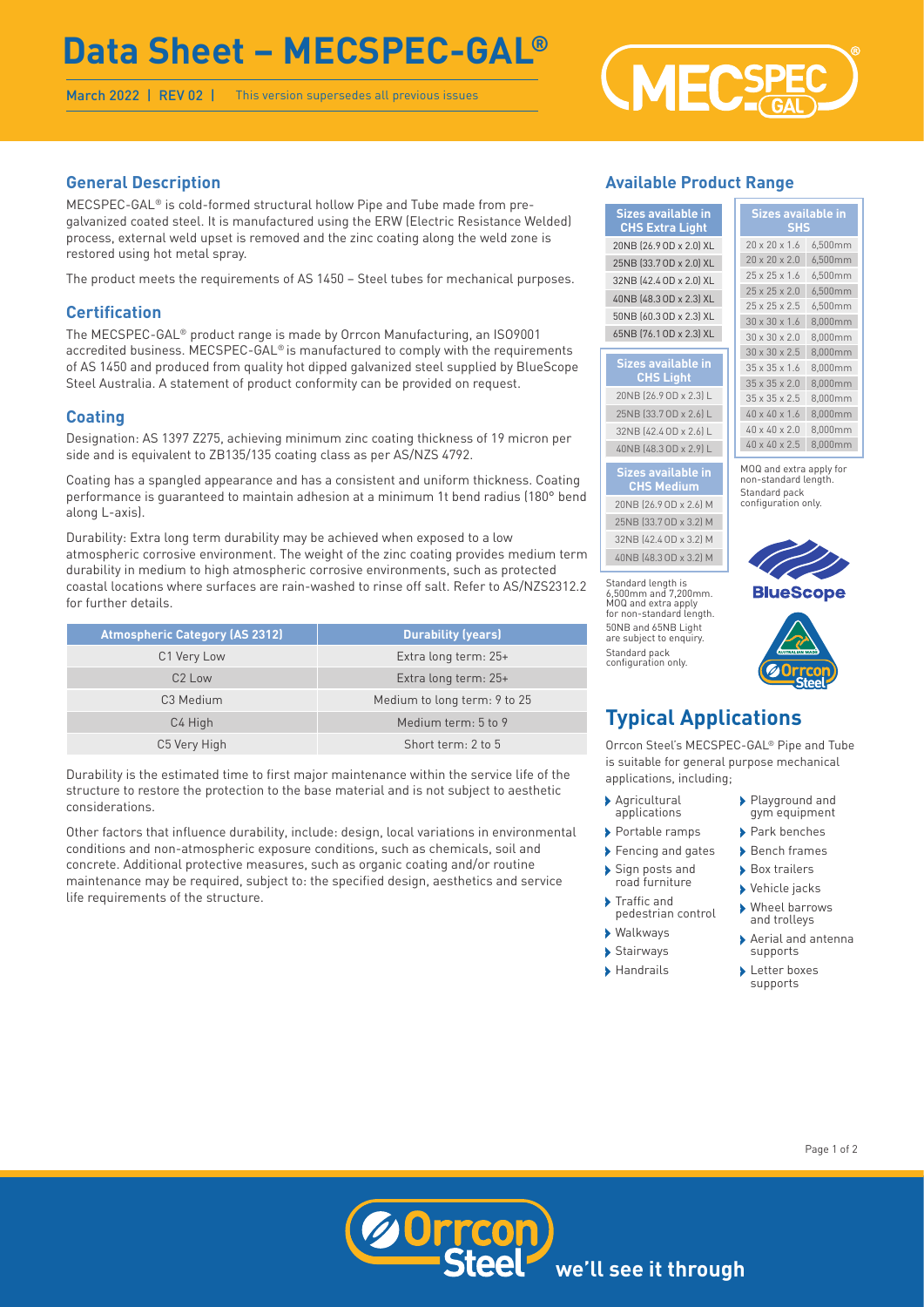# Data Sheet – MECSPEC-GAL®

March 2022 | REV 02 | This version supersedes all previous issues

## General Description

MECSPEC-GAL® is cold-formed structural hollow Pipe and Tube made from pre-galvanized coated steel. It is manufactured using the ERW (Electric Resistance Welded) process, external weld upset is removed and the zinc coating along the weld zone is restored using hot metal spray.

The product meets the requirements of AS 1450 – Steel tubes for mechanical purposes.

## Certification

The MECSPEC-GAL® product range is made by Orrcon Manufacturing, an ISO9001 accredited business. MECSPEC-GAL® is manufactured to comply with the requirements of AS 1450 and produced from quality hot dipped galvanized steel supplied by BlueScope Steel Australia. A statement of product conformity can be provided on request.

## Coating

Designation: AS 1397 Z275, achieving minimum zinc coating thickness of 19 micron per side and is equivalent to ZB135/135 coating class as per AS/NZS 4792.

Coating has a spangled appearance and has a consistent and uniform thickness. Coating performance is guaranteed to maintain adhesion at a minimum 1t bend radius (180° bend along L-axis).

Durability: Extra long term durability may be achieved when exposed to a low atmospheric corrosive environment. The weight of the zinc coating provides medium term durability in medium to high atmospheric corrosive environments, such as protected coastal locations where surfaces are rain-washed to rinse off salt. Refer to AS/NZS2312.2 for further details.

| Atmospheric Category (AS 2312) | Durability (years) |
|---|---|
| C1 Very Low | Extra long term: 25+ |
| C2 Low | Extra long term: 25+ |
| C3 Medium | Medium to long term: 9 to 25 |
| C4 High | Medium term: 5 to 9 |
| C5 Very High | Short term: 2 to 5 |

Durability is the estimated time to first major maintenance within the service life of the structure to restore the protection to the base material and is not subject to aesthetic considerations.

Other factors that influence durability, include: design, local variations in environmental conditions and non-atmospheric exposure conditions, such as chemicals, soil and concrete. Additional protective measures, such as organic coating and/or routine maintenance may be required, subject to: the specified design, aesthetics and service life requirements of the structure.

## Available Product Range

| Sizes available in CHS Extra Light |
|---|
| 20NB (26.9 OD x 2.0) XL |
| 25NB (33.7 OD x 2.0) XL |
| 32NB (42.4 OD x 2.0) XL |
| 40NB (48.3 OD x 2.3) XL |
| 50NB (60.3 OD x 2.3) XL |
| 65NB (76.1 OD x 2.3) XL |

| Sizes available in CHS Light |
|---|
| 20NB (26.9 OD x 2.3) L |
| 25NB (33.7 OD x 2.6) L |
| 32NB (42.4 OD x 2.6) L |
| 40NB (48.3 OD x 2.9) L |

| Sizes available in CHS Medium |
|---|
| 20NB (26.9 OD x 2.6) M |
| 25NB (33.7 OD x 3.2) M |
| 32NB (42.4 OD x 3.2) M |
| 40NB (48.3 OD x 3.2) M |

Standard length is 6,500mm and 7,200mm. MOQ and extra apply for non-standard length. 50NB and 65NB Light are subject to enquiry. Standard pack configuration only.

| Sizes available in SHS | |
|---|---|
| 20 x 20 x 1.6 | 6,500mm |
| 20 x 20 x 2.0 | 6,500mm |
| 25 x 25 x 1.6 | 6,500mm |
| 25 x 25 x 2.0 | 6,500mm |
| 25 x 25 x 2.5 | 6,500mm |
| 30 x 30 x 1.6 | 8,000mm |
| 30 x 30 x 2.0 | 8,000mm |
| 30 x 30 x 2.5 | 8,000mm |
| 35 x 35 x 1.6 | 8,000mm |
| 35 x 35 x 2.0 | 8,000mm |
| 35 x 35 x 2.5 | 8,000mm |
| 40 x 40 x 1.6 | 8,000mm |
| 40 x 40 x 2.0 | 8,000mm |
| 40 x 40 x 2.5 | 8,000mm |

MOQ and extra apply for non-standard length. Standard pack configuration only.

## Typical Applications

Orrcon Steel's MECSPEC-GAL® Pipe and Tube is suitable for general purpose mechanical applications, including;

- Agricultural applications
- Portable ramps
- Fencing and gates
- Sign posts and road furniture
- Traffic and pedestrian control
- Walkways
- Stairways
- Handrails
- Playground and gym equipment
- Park benches
- Bench frames
- Box trailers
- Vehicle jacks
- Wheel barrows and trolleys
- Aerial and antenna supports
- Letter boxes supports

we'll see it through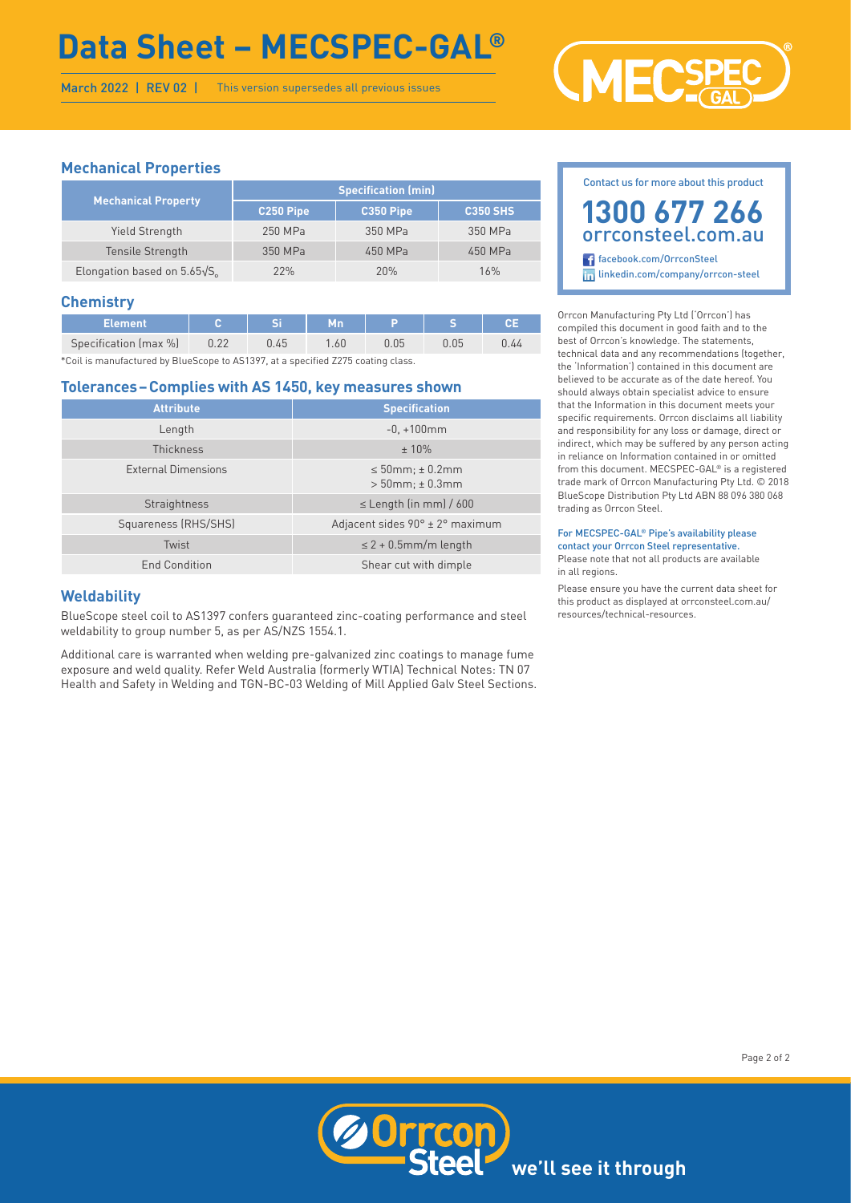# Data Sheet – MECSPEC-GAL®

March 2022 | REV 02 | This version supersedes all previous issues

## Mechanical Properties

| Mechanical Property | Specification (min) | | |
|---|---|---|---|
| | C250 Pipe | C350 Pipe | C350 SHS |
| Yield Strength | 250 MPa | 350 MPa | 350 MPa |
| Tensile Strength | 350 MPa | 450 MPa | 450 MPa |
| Elongation based on $5.65\sqrt{S_o}$ | 22% | 20% | 16% |

## Chemistry

| Element | C | Si | Mn | P | S | CE |
|---|---|---|---|---|---|---|
| Specification (max %) | 0.22 | 0.45 | 1.60 | 0.05 | 0.05 | 0.44 |

*Coil is manufactured by BlueScope to AS1397, at a specified Z275 coating class.

## Tolerances – Complies with AS 1450, key measures shown

| Attribute | Specification |
|---|---|
| Length | -0, +100mm |
| Thickness | ± 10% |
| External Dimensions | ≤ 50mm; ± 0.2mm<br>> 50mm; ± 0.3mm |
| Straightness | ≤ Length (in mm) / 600 |
| Squareness (RHS/SHS) | Adjacent sides 90° ± 2° maximum |
| Twist | ≤ 2 + 0.5mm/m length |
| End Condition | Shear cut with dimple |

## Weldability

BlueScope steel coil to AS1397 confers guaranteed zinc-coating performance and steel weldability to group number 5, as per AS/NZS 1554.1.

Additional care is warranted when welding pre-galvanized zinc coatings to manage fume exposure and weld quality. Refer Weld Australia (formerly WTIA) Technical Notes: TN 07 Health and Safety in Welding and TGN-BC-03 Welding of Mill Applied Galv Steel Sections.

Contact us for more about this product

**1300 677 266**
orrconsteel.com.au

facebook.com/OrrconSteel
linkedin.com/company/orrcon-steel

Orrcon Manufacturing Pty Ltd ('Orrcon') has compiled this document in good faith and to the best of Orrcon's knowledge. The statements, technical data and any recommendations (together, the 'Information') contained in this document are believed to be accurate as of the date hereof. You should always obtain specialist advice to ensure that the Information in this document meets your specific requirements. Orrcon disclaims all liability and responsibility for any loss or damage, direct or indirect, which may be suffered by any person acting in reliance on Information contained in or omitted from this document. MECSPEC-GAL® is a registered trade mark of Orrcon Manufacturing Pty Ltd. © 2018 BlueScope Distribution Pty Ltd ABN 88 096 380 068 trading as Orrcon Steel.

For MECSPEC-GAL® Pipe's availability please contact your Orrcon Steel representative.
Please note that not all products are available in all regions.

Please ensure you have the current data sheet for this product as displayed at orrconsteel.com.au/resources/technical-resources.

Orrcon Steel — we'll see it through